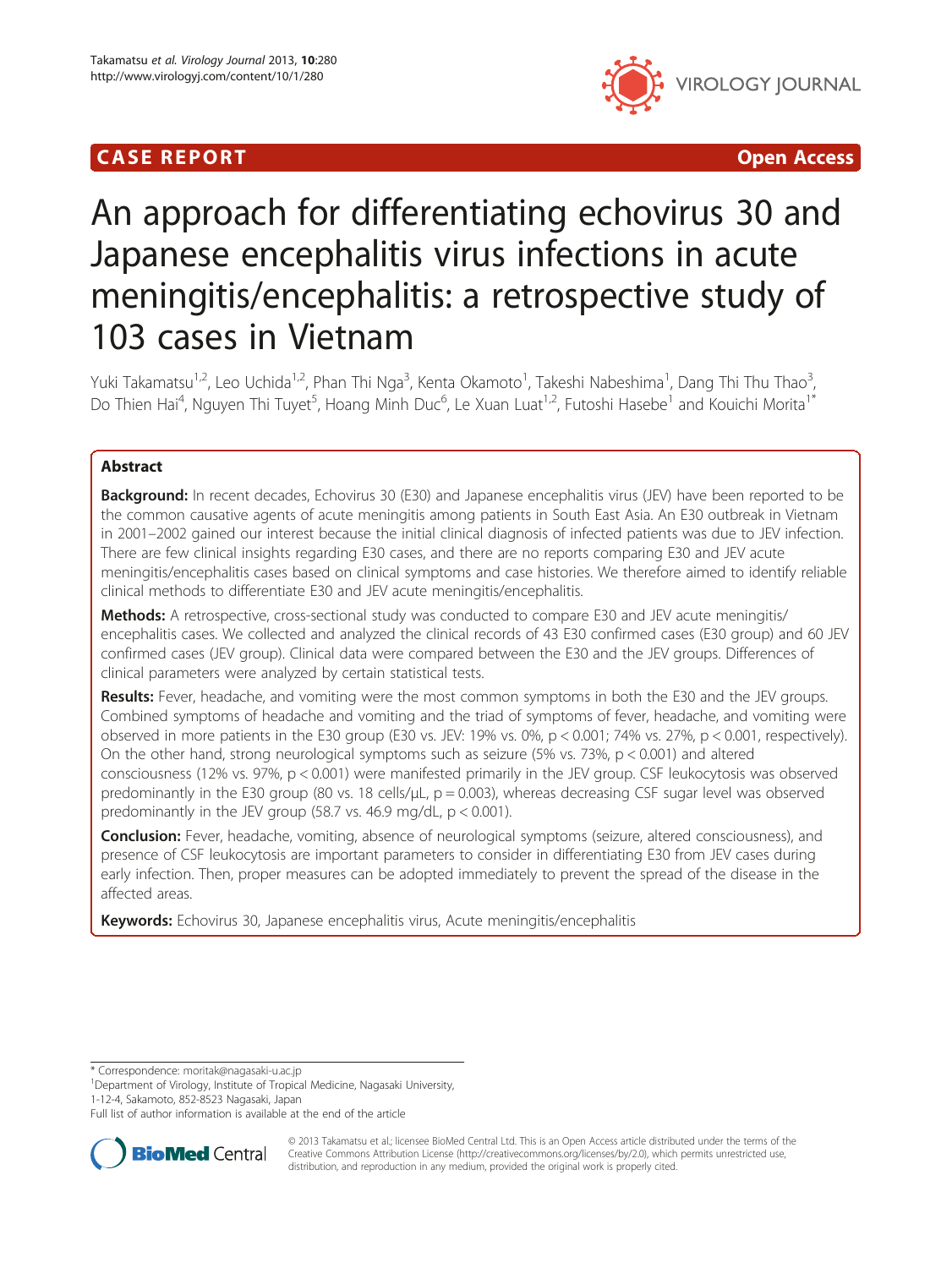CASE REPORT

Open Access

# An approach for differentiating echovirus 30 and Japanese encephalitis virus infections in acute meningitis/encephalitis: a retrospective study of 103 cases in Vietnam

Yuki Takamatsu[1,2], Leo Uchida[1,2], Phan Thi Nga[3], Kenta Okamoto[1], Takeshi Nabeshima[1], Dang Thi Thu Thao[3], Do Thien Hai[4], Nguyen Thi Tuyet[5], Hoang Minh Duc[6], Le Xuan Luat[1,2], Futoshi Hasebe[1] and Kouichi Morita[1*]

## Abstract

**Background:** In recent decades, Echovirus 30 (E30) and Japanese encephalitis virus (JEV) have been reported to be the common causative agents of acute meningitis among patients in South East Asia. An E30 outbreak in Vietnam in 2001–2002 gained our interest because the initial clinical diagnosis of infected patients was due to JEV infection. There are few clinical insights regarding E30 cases, and there are no reports comparing E30 and JEV acute meningitis/encephalitis cases based on clinical symptoms and case histories. We therefore aimed to identify reliable clinical methods to differentiate E30 and JEV acute meningitis/encephalitis.

**Methods:** A retrospective, cross-sectional study was conducted to compare E30 and JEV acute meningitis/encephalitis cases. We collected and analyzed the clinical records of 43 E30 confirmed cases (E30 group) and 60 JEV confirmed cases (JEV group). Clinical data were compared between the E30 and the JEV groups. Differences of clinical parameters were analyzed by certain statistical tests.

**Results:** Fever, headache, and vomiting were the most common symptoms in both the E30 and the JEV groups. Combined symptoms of headache and vomiting and the triad of symptoms of fever, headache, and vomiting were observed in more patients in the E30 group (E30 vs. JEV: 19% vs. 0%, $p < 0.001$; 74% vs. 27%, $p < 0.001$, respectively). On the other hand, strong neurological symptoms such as seizure (5% vs. 73%, $p < 0.001$) and altered consciousness (12% vs. 97%, $p < 0.001$) were manifested primarily in the JEV group. CSF leukocytosis was observed predominantly in the E30 group (80 vs. 18 cells/μL, $p = 0.003$), whereas decreasing CSF sugar level was observed predominantly in the JEV group (58.7 vs. 46.9 mg/dL, $p < 0.001$).

**Conclusion:** Fever, headache, vomiting, absence of neurological symptoms (seizure, altered consciousness), and presence of CSF leukocytosis are important parameters to consider in differentiating E30 from JEV cases during early infection. Then, proper measures can be adopted immediately to prevent the spread of the disease in the affected areas.

**Keywords:** Echovirus 30, Japanese encephalitis virus, Acute meningitis/encephalitis

\* Correspondence: moritak@nagasaki-u.ac.jp
[1]Department of Virology, Institute of Tropical Medicine, Nagasaki University, 1-12-4, Sakamoto, 852-8523 Nagasaki, Japan
Full list of author information is available at the end of the article

© 2013 Takamatsu et al.; licensee BioMed Central Ltd. This is an Open Access article distributed under the terms of the Creative Commons Attribution License (http://creativecommons.org/licenses/by/2.0), which permits unrestricted use, distribution, and reproduction in any medium, provided the original work is properly cited.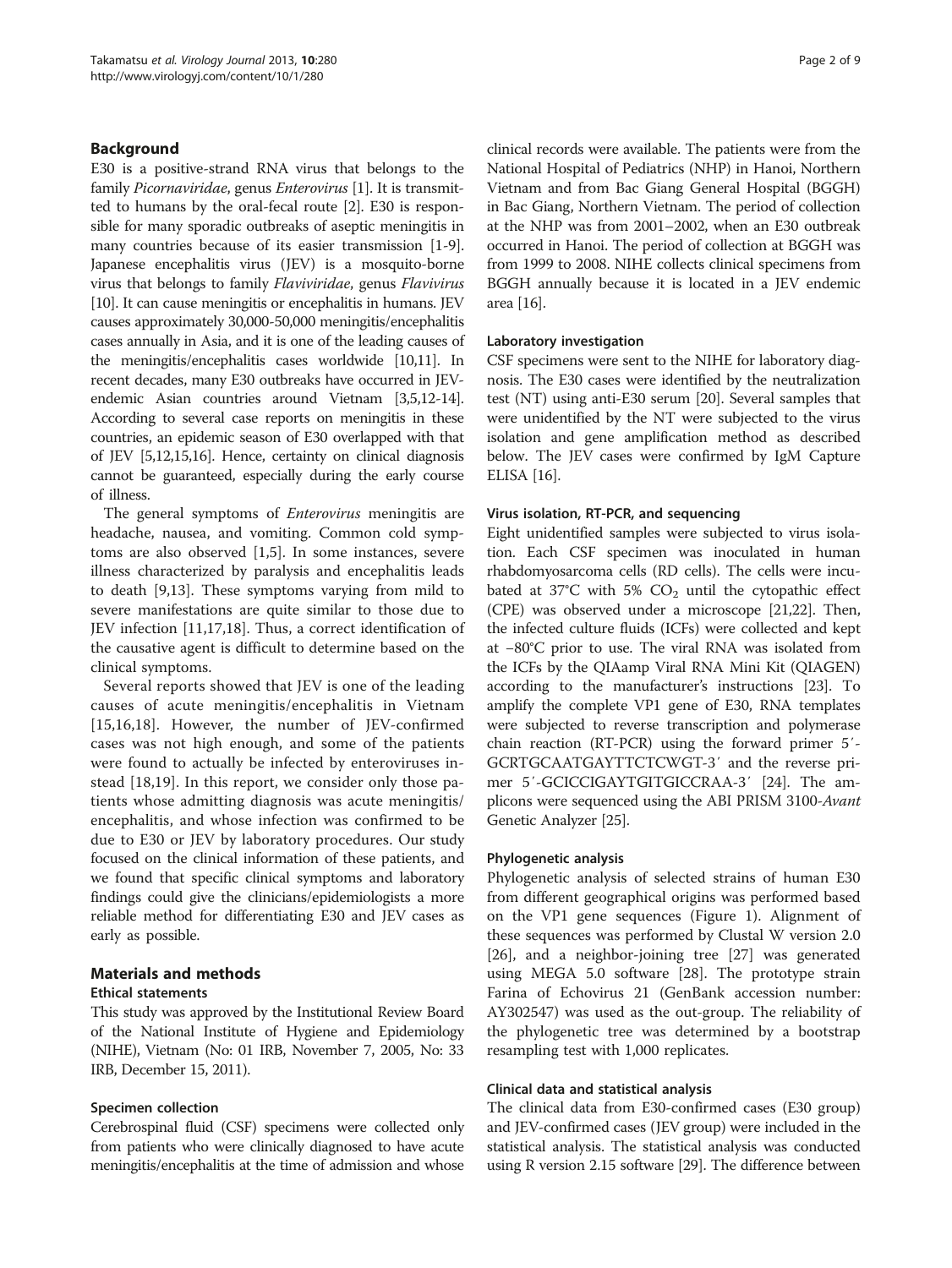## Background

E30 is a positive-strand RNA virus that belongs to the family *Picornaviridae*, genus *Enterovirus* [1]. It is transmitted to humans by the oral-fecal route [2]. E30 is responsible for many sporadic outbreaks of aseptic meningitis in many countries because of its easier transmission [1-9]. Japanese encephalitis virus (JEV) is a mosquito-borne virus that belongs to family *Flaviviridae*, genus *Flavivirus* [10]. It can cause meningitis or encephalitis in humans. JEV causes approximately 30,000-50,000 meningitis/encephalitis cases annually in Asia, and it is one of the leading causes of the meningitis/encephalitis cases worldwide [10,11]. In recent decades, many E30 outbreaks have occurred in JEV-endemic Asian countries around Vietnam [3,5,12-14]. According to several case reports on meningitis in these countries, an epidemic season of E30 overlapped with that of JEV [5,12,15,16]. Hence, certainty on clinical diagnosis cannot be guaranteed, especially during the early course of illness.

The general symptoms of *Enterovirus* meningitis are headache, nausea, and vomiting. Common cold symptoms are also observed [1,5]. In some instances, severe illness characterized by paralysis and encephalitis leads to death [9,13]. These symptoms varying from mild to severe manifestations are quite similar to those due to JEV infection [11,17,18]. Thus, a correct identification of the causative agent is difficult to determine based on the clinical symptoms.

Several reports showed that JEV is one of the leading causes of acute meningitis/encephalitis in Vietnam [15,16,18]. However, the number of JEV-confirmed cases was not high enough, and some of the patients were found to actually be infected by enteroviruses instead [18,19]. In this report, we consider only those patients whose admitting diagnosis was acute meningitis/encephalitis, and whose infection was confirmed to be due to E30 or JEV by laboratory procedures. Our study focused on the clinical information of these patients, and we found that specific clinical symptoms and laboratory findings could give the clinicians/epidemiologists a more reliable method for differentiating E30 and JEV cases as early as possible.

## Materials and methods

### Ethical statements

This study was approved by the Institutional Review Board of the National Institute of Hygiene and Epidemiology (NIHE), Vietnam (No: 01 IRB, November 7, 2005, No: 33 IRB, December 15, 2011).

### Specimen collection

Cerebrospinal fluid (CSF) specimens were collected only from patients who were clinically diagnosed to have acute meningitis/encephalitis at the time of admission and whose clinical records were available. The patients were from the National Hospital of Pediatrics (NHP) in Hanoi, Northern Vietnam and from Bac Giang General Hospital (BGGH) in Bac Giang, Northern Vietnam. The period of collection at the NHP was from 2001–2002, when an E30 outbreak occurred in Hanoi. The period of collection at BGGH was from 1999 to 2008. NIHE collects clinical specimens from BGGH annually because it is located in a JEV endemic area [16].

### Laboratory investigation

CSF specimens were sent to the NIHE for laboratory diagnosis. The E30 cases were identified by the neutralization test (NT) using anti-E30 serum [20]. Several samples that were unidentified by the NT were subjected to the virus isolation and gene amplification method as described below. The JEV cases were confirmed by IgM Capture ELISA [16].

### Virus isolation, RT-PCR, and sequencing

Eight unidentified samples were subjected to virus isolation. Each CSF specimen was inoculated in human rhabdomyosarcoma cells (RD cells). The cells were incubated at 37°C with 5% $CO_2$ until the cytopathic effect (CPE) was observed under a microscope [21,22]. Then, the infected culture fluids (ICFs) were collected and kept at −80°C prior to use. The viral RNA was isolated from the ICFs by the QIAamp Viral RNA Mini Kit (QIAGEN) according to the manufacturer's instructions [23]. To amplify the complete VP1 gene of E30, RNA templates were subjected to reverse transcription and polymerase chain reaction (RT-PCR) using the forward primer 5′-GCRTGCAATGAYTTCTCWGT-3′ and the reverse primer 5′-GCICCIGAYTGITGICCRAA-3′ [24]. The amplicons were sequenced using the ABI PRISM 3100-*Avant* Genetic Analyzer [25].

### Phylogenetic analysis

Phylogenetic analysis of selected strains of human E30 from different geographical origins was performed based on the VP1 gene sequences (Figure 1). Alignment of these sequences was performed by Clustal W version 2.0 [26], and a neighbor-joining tree [27] was generated using MEGA 5.0 software [28]. The prototype strain Farina of Echovirus 21 (GenBank accession number: AY302547) was used as the out-group. The reliability of the phylogenetic tree was determined by a bootstrap resampling test with 1,000 replicates.

### Clinical data and statistical analysis

The clinical data from E30-confirmed cases (E30 group) and JEV-confirmed cases (JEV group) were included in the statistical analysis. The statistical analysis was conducted using R version 2.15 software [29]. The difference between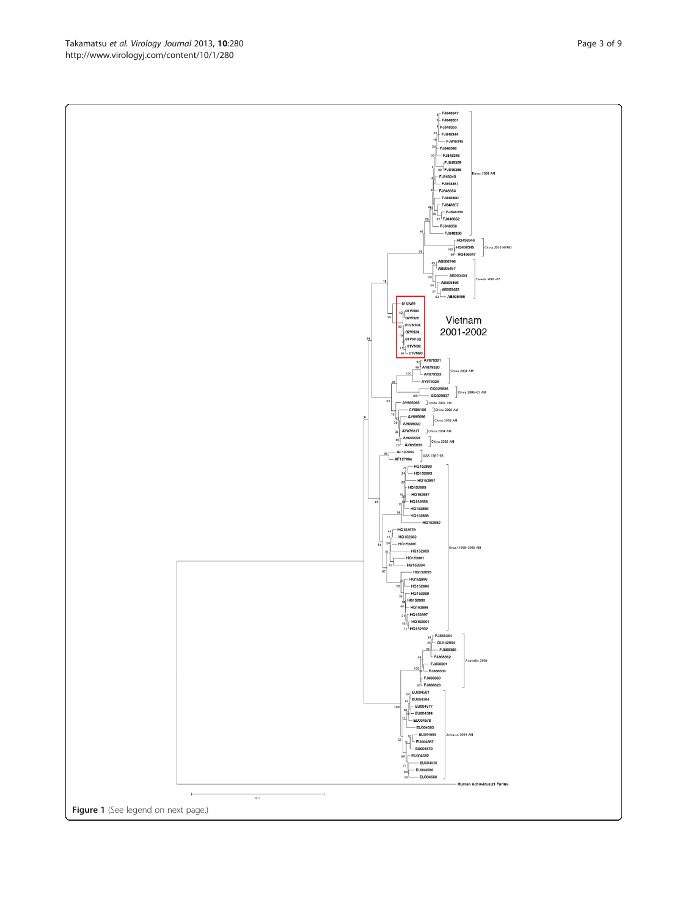Figure 1 (See legend on next page.)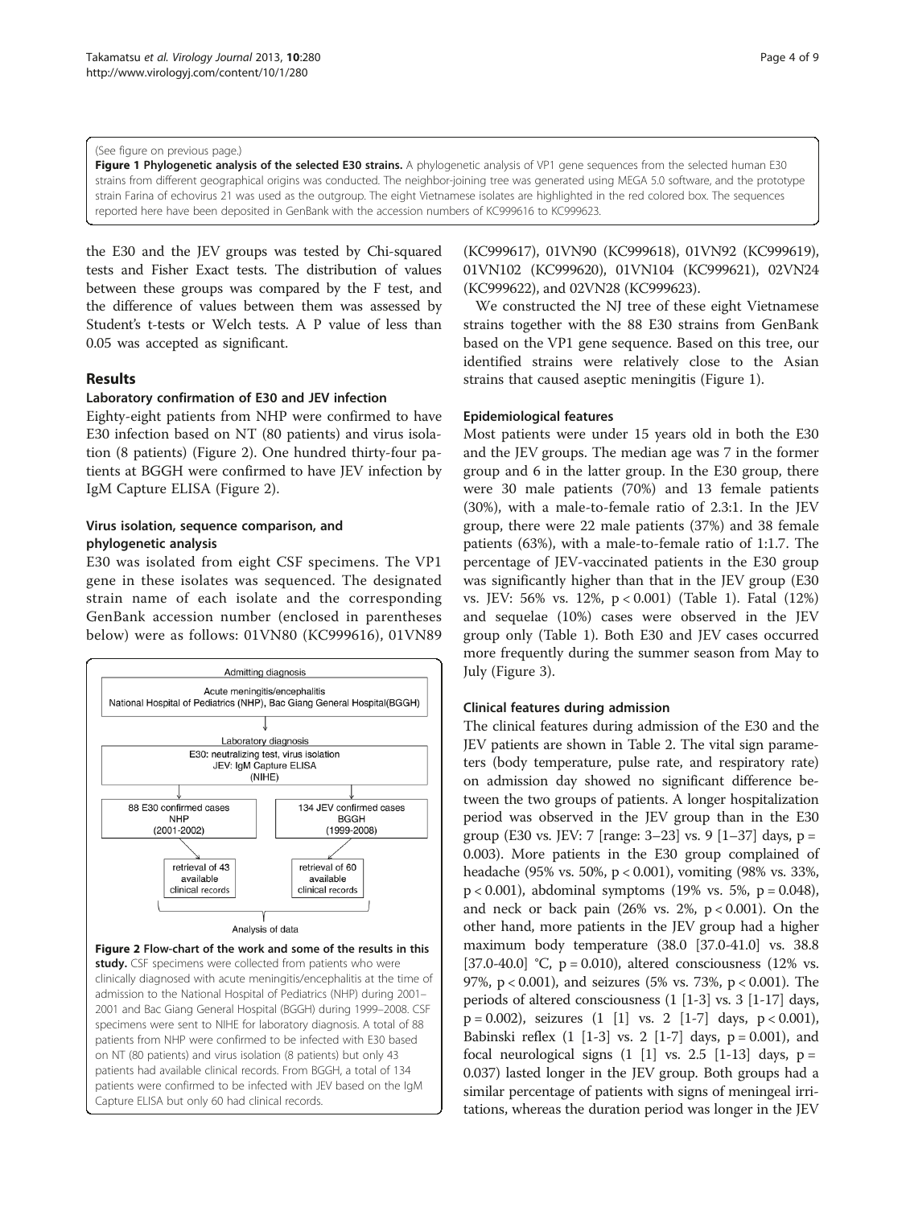(See figure on previous page.)

**Figure 1 Phylogenetic analysis of the selected E30 strains.** A phylogenetic analysis of VP1 gene sequences from the selected human E30 strains from different geographical origins was conducted. The neighbor-joining tree was generated using MEGA 5.0 software, and the prototype strain Farina of echovirus 21 was used as the outgroup. The eight Vietnamese isolates are highlighted in the red colored box. The sequences reported here have been deposited in GenBank with the accession numbers of KC999616 to KC999623.

the E30 and the JEV groups was tested by Chi-squared tests and Fisher Exact tests. The distribution of values between these groups was compared by the F test, and the difference of values between them was assessed by Student's t-tests or Welch tests. A P value of less than 0.05 was accepted as significant.

## Results

### Laboratory confirmation of E30 and JEV infection

Eighty-eight patients from NHP were confirmed to have E30 infection based on NT (80 patients) and virus isolation (8 patients) (Figure 2). One hundred thirty-four patients at BGGH were confirmed to have JEV infection by IgM Capture ELISA (Figure 2).

### Virus isolation, sequence comparison, and phylogenetic analysis

E30 was isolated from eight CSF specimens. The VP1 gene in these isolates was sequenced. The designated strain name of each isolate and the corresponding GenBank accession number (enclosed in parentheses below) were as follows: 01VN80 (KC999616), 01VN89 (KC999617), 01VN90 (KC999618), 01VN92 (KC999619), 01VN102 (KC999620), 01VN104 (KC999621), 02VN24 (KC999622), and 02VN28 (KC999623).

Admitting diagnosis

Acute meningitis/encephalitis
National Hospital of Pediatrics (NHP), Bac Giang General Hospital(BGGH)

Laboratory diagnosis

E30: neutralizing test, virus isolation
JEV: IgM Capture ELISA
(NIHE)

88 E30 confirmed cases NHP (2001-2002) → retrieval of 43 available clinical records

134 JEV confirmed cases BGGH (1999-2008) → retrieval of 60 available clinical records

Analysis of data

**Figure 2 Flow-chart of the work and some of the results in this study.** CSF specimens were collected from patients who were clinically diagnosed with acute meningitis/encephalitis at the time of admission to the National Hospital of Pediatrics (NHP) during 2001–2001 and Bac Giang General Hospital (BGGH) during 1999–2008. CSF specimens were sent to NIHE for laboratory diagnosis. A total of 88 patients from NHP were confirmed to be infected with E30 based on NT (80 patients) and virus isolation (8 patients) but only 43 patients had available clinical records. From BGGH, a total of 134 patients were confirmed to be infected with JEV based on the IgM Capture ELISA but only 60 had clinical records.

We constructed the NJ tree of these eight Vietnamese strains together with the 88 E30 strains from GenBank based on the VP1 gene sequence. Based on this tree, our identified strains were relatively close to the Asian strains that caused aseptic meningitis (Figure 1).

### Epidemiological features

Most patients were under 15 years old in both the E30 and the JEV groups. The median age was 7 in the former group and 6 in the latter group. In the E30 group, there were 30 male patients (70%) and 13 female patients (30%), with a male-to-female ratio of 2.3:1. In the JEV group, there were 22 male patients (37%) and 38 female patients (63%), with a male-to-female ratio of 1:1.7. The percentage of JEV-vaccinated patients in the E30 group was significantly higher than that in the JEV group (E30 vs. JEV: 56% vs. 12%, $p < 0.001$) (Table 1). Fatal (12%) and sequelae (10%) cases were observed in the JEV group only (Table 1). Both E30 and JEV cases occurred more frequently during the summer season from May to July (Figure 3).

### Clinical features during admission

The clinical features during admission of the E30 and the JEV patients are shown in Table 2. The vital sign parameters (body temperature, pulse rate, and respiratory rate) on admission day showed no significant difference between the two groups of patients. A longer hospitalization period was observed in the JEV group than in the E30 group (E30 vs. JEV: 7 [range: 3–23] vs. 9 [1–37] days, $p = 0.003$). More patients in the E30 group complained of headache (95% vs. 50%, $p < 0.001$), vomiting (98% vs. 33%, $p < 0.001$), abdominal symptoms (19% vs. 5%, $p = 0.048$), and neck or back pain (26% vs. 2%, $p < 0.001$). On the other hand, more patients in the JEV group had a higher maximum body temperature (38.0 [37.0-41.0] vs. 38.8 [37.0-40.0] °C, $p = 0.010$), altered consciousness (12% vs. 97%, $p < 0.001$), and seizures (5% vs. 73%, $p < 0.001$). The periods of altered consciousness (1 [1-3] vs. 3 [1-17] days, $p = 0.002$), seizures (1 [1] vs. 2 [1-7] days, $p < 0.001$), Babinski reflex (1 [1-3] vs. 2 [1-7] days, $p = 0.001$), and focal neurological signs (1 [1] vs. 2.5 [1-13] days, $p = 0.037$) lasted longer in the JEV group. Both groups had a similar percentage of patients with signs of meningeal irritations, whereas the duration period was longer in the JEV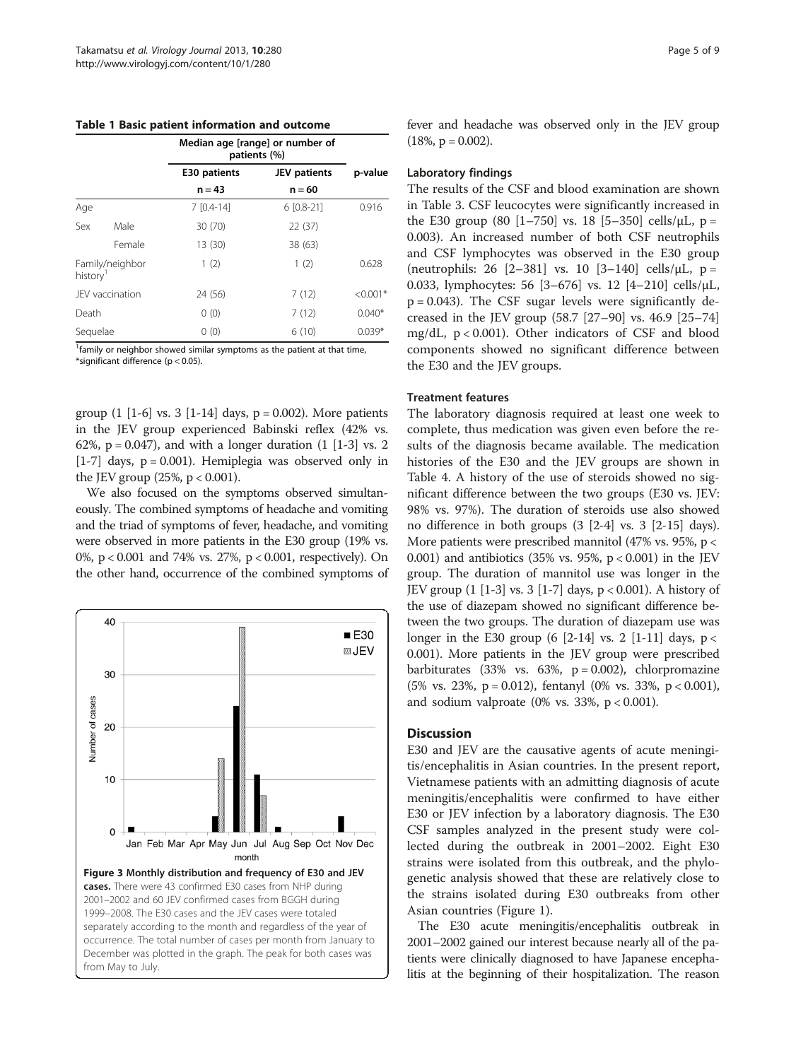**Table 1 Basic patient information and outcome**

| | | Median age [range] or number of patients (%) | | |
|---|---|---|---|---|
| | | E30 patients | JEV patients | p-value |
| | | n = 43 | n = 60 | |
| Age | | 7 [0.4-14] | 6 [0.8-21] | 0.916 |
| Sex | Male | 30 (70) | 22 (37) | |
| | Female | 13 (30) | 38 (63) | |
| Family/neighbor history[1] | | 1 (2) | 1 (2) | 0.628 |
| JEV vaccination | | 24 (56) | 7 (12) | <0.001* |
| Death | | 0 (0) | 7 (12) | 0.040* |
| Sequelae | | 0 (0) | 6 (10) | 0.039* |

[1]family or neighbor showed similar symptoms as the patient at that time, *significant difference ($p < 0.05$).

group (1 [1-6] vs. 3 [1-14] days, p = 0.002). More patients in the JEV group experienced Babinski reflex (42% vs. 62%, p = 0.047), and with a longer duration (1 [1-3] vs. 2 [1-7] days, p = 0.001). Hemiplegia was observed only in the JEV group (25%, p < 0.001).

We also focused on the symptoms observed simultaneously. The combined symptoms of headache and vomiting and the triad of symptoms of fever, headache, and vomiting were observed in more patients in the E30 group (19% vs. 0%, p < 0.001 and 74% vs. 27%, p < 0.001, respectively). On the other hand, occurrence of the combined symptoms of fever and headache was observed only in the JEV group (18%, p = 0.002).

**Figure 3 Monthly distribution and frequency of E30 and JEV cases.** There were 43 confirmed E30 cases from NHP during 2001–2002 and 60 JEV confirmed cases from BGGH during 1999–2008. The E30 cases and the JEV cases were totaled separately according to the month and regardless of the year of occurrence. The total number of cases per month from January to December was plotted in the graph. The peak for both cases was from May to July.

### Laboratory findings

The results of the CSF and blood examination are shown in Table 3. CSF leucocytes were significantly increased in the E30 group (80 [1–750] vs. 18 [5–350] cells/μL, p = 0.003). An increased number of both CSF neutrophils and CSF lymphocytes was observed in the E30 group (neutrophils: 26 [2–381] vs. 10 [3–140] cells/μL, p = 0.033, lymphocytes: 56 [3–676] vs. 12 [4–210] cells/μL, p = 0.043). The CSF sugar levels were significantly decreased in the JEV group (58.7 [27–90] vs. 46.9 [25–74] mg/dL, p < 0.001). Other indicators of CSF and blood components showed no significant difference between the E30 and the JEV groups.

### Treatment features

The laboratory diagnosis required at least one week to complete, thus medication was given even before the results of the diagnosis became available. The medication histories of the E30 and the JEV groups are shown in Table 4. A history of the use of steroids showed no significant difference between the two groups (E30 vs. JEV: 98% vs. 97%). The duration of steroids use also showed no difference in both groups (3 [2-4] vs. 3 [2-15] days). More patients were prescribed mannitol (47% vs. 95%, p < 0.001) and antibiotics (35% vs. 95%, p < 0.001) in the JEV group. The duration of mannitol use was longer in the JEV group (1 [1-3] vs. 3 [1-7] days, p < 0.001). A history of the use of diazepam showed no significant difference between the two groups. The duration of diazepam use was longer in the E30 group (6 [2-14] vs. 2 [1-11] days, p < 0.001). More patients in the JEV group were prescribed barbiturates (33% vs. 63%, p = 0.002), chlorpromazine (5% vs. 23%, p = 0.012), fentanyl (0% vs. 33%, p < 0.001), and sodium valproate (0% vs. 33%, p < 0.001).

## Discussion

E30 and JEV are the causative agents of acute meningitis/encephalitis in Asian countries. In the present report, Vietnamese patients with an admitting diagnosis of acute meningitis/encephalitis were confirmed to have either E30 or JEV infection by a laboratory diagnosis. The E30 CSF samples analyzed in the present study were collected during the outbreak in 2001–2002. Eight E30 strains were isolated from this outbreak, and the phylogenetic analysis showed that these are relatively close to the strains isolated during E30 outbreaks from other Asian countries (Figure 1).

The E30 acute meningitis/encephalitis outbreak in 2001–2002 gained our interest because nearly all of the patients were clinically diagnosed to have Japanese encephalitis at the beginning of their hospitalization. The reason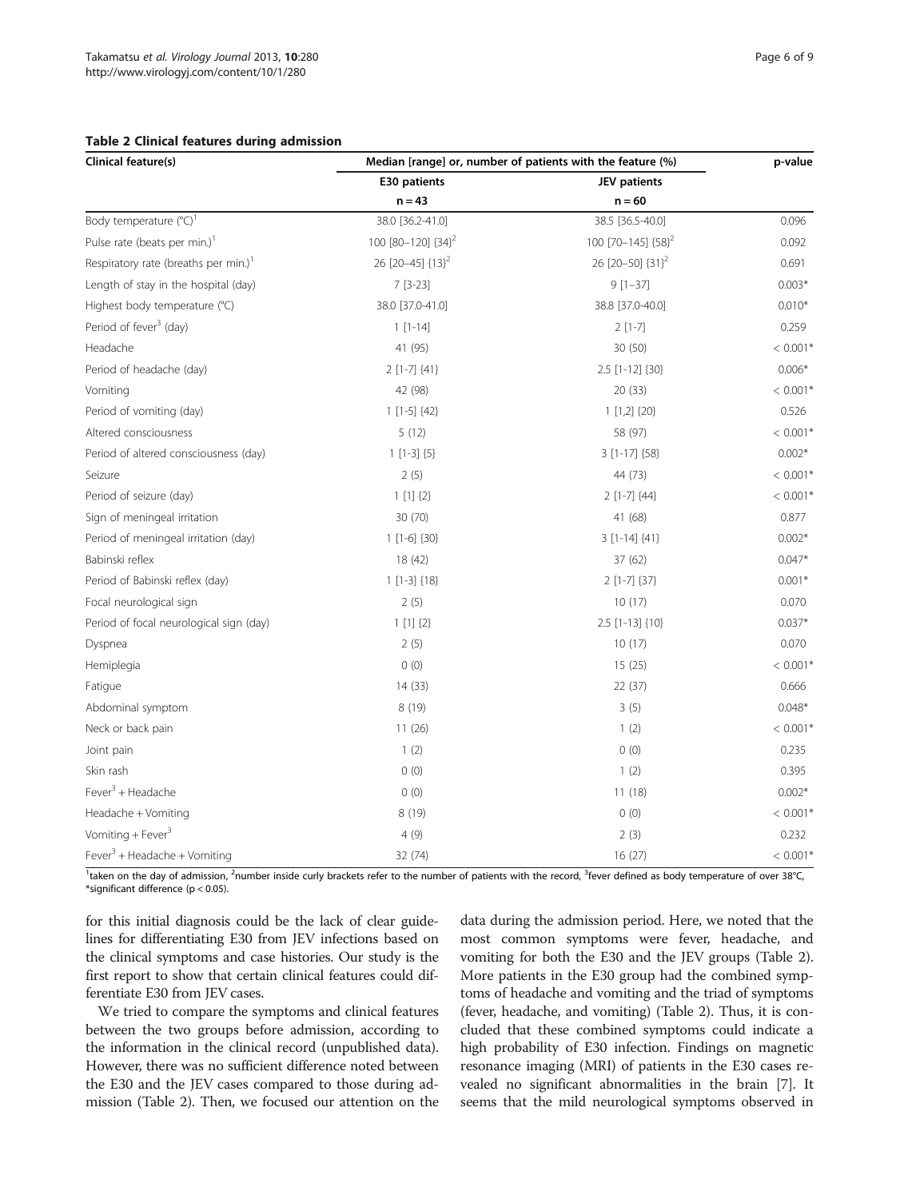**Table 2 Clinical features during admission**

| Clinical feature(s) | Median [range] or, number of patients with the feature (%) | | p-value |
|---|---|---|---|
| | E30 patients | JEV patients | |
| | n = 43 | n = 60 | |
| Body temperature (°C)[1] | 38.0 [36.2-41.0] | 38.5 [36.5-40.0] | 0.096 |
| Pulse rate (beats per min.)[1] | 100 [80–120] {34}[2] | 100 [70–145] {58}[2] | 0.092 |
| Respiratory rate (breaths per min.)[1] | 26 [20–45] {13}[2] | 26 [20–50] {31}[2] | 0.691 |
| Length of stay in the hospital (day) | 7 [3-23] | 9 [1–37] | 0.003* |
| Highest body temperature (°C) | 38.0 [37.0-41.0] | 38.8 [37.0-40.0] | 0.010* |
| Period of fever[3] (day) | 1 [1-14] | 2 [1-7] | 0.259 |
| Headache | 41 (95) | 30 (50) | < 0.001* |
| Period of headache (day) | 2 [1-7] {41} | 2.5 [1-12] {30} | 0.006* |
| Vomiting | 42 (98) | 20 (33) | < 0.001* |
| Period of vomiting (day) | 1 [1-5] {42} | 1 [1,2] {20} | 0.526 |
| Altered consciousness | 5 (12) | 58 (97) | < 0.001* |
| Period of altered consciousness (day) | 1 [1-3] {5} | 3 [1-17] {58} | 0.002* |
| Seizure | 2 (5) | 44 (73) | < 0.001* |
| Period of seizure (day) | 1 [1] {2} | 2 [1-7] {44} | < 0.001* |
| Sign of meningeal irritation | 30 (70) | 41 (68) | 0.877 |
| Period of meningeal irritation (day) | 1 [1-6] {30} | 3 [1-14] {41} | 0.002* |
| Babinski reflex | 18 (42) | 37 (62) | 0.047* |
| Period of Babinski reflex (day) | 1 [1-3] {18} | 2 [1-7] {37} | 0.001* |
| Focal neurological sign | 2 (5) | 10 (17) | 0.070 |
| Period of focal neurological sign (day) | 1 [1] {2} | 2.5 [1-13] {10} | 0.037* |
| Dyspnea | 2 (5) | 10 (17) | 0.070 |
| Hemiplegia | 0 (0) | 15 (25) | < 0.001* |
| Fatigue | 14 (33) | 22 (37) | 0.666 |
| Abdominal symptom | 8 (19) | 3 (5) | 0.048* |
| Neck or back pain | 11 (26) | 1 (2) | < 0.001* |
| Joint pain | 1 (2) | 0 (0) | 0.235 |
| Skin rash | 0 (0) | 1 (2) | 0.395 |
| Fever[3] + Headache | 0 (0) | 11 (18) | 0.002* |
| Headache + Vomiting | 8 (19) | 0 (0) | < 0.001* |
| Vomiting + Fever[3] | 4 (9) | 2 (3) | 0.232 |
| Fever[3] + Headache + Vomiting | 32 (74) | 16 (27) | < 0.001* |

[1]taken on the day of admission, [2]number inside curly brackets refer to the number of patients with the record, [3]fever defined as body temperature of over 38°C, *significant difference ($p < 0.05$).

for this initial diagnosis could be the lack of clear guidelines for differentiating E30 from JEV infections based on the clinical symptoms and case histories. Our study is the first report to show that certain clinical features could differentiate E30 from JEV cases.

We tried to compare the symptoms and clinical features between the two groups before admission, according to the information in the clinical record (unpublished data). However, there was no sufficient difference noted between the E30 and the JEV cases compared to those during admission (Table 2). Then, we focused our attention on the data during the admission period. Here, we noted that the most common symptoms were fever, headache, and vomiting for both the E30 and the JEV groups (Table 2). More patients in the E30 group had the combined symptoms of headache and vomiting and the triad of symptoms (fever, headache, and vomiting) (Table 2). Thus, it is concluded that these combined symptoms could indicate a high probability of E30 infection. Findings on magnetic resonance imaging (MRI) of patients in the E30 cases revealed no significant abnormalities in the brain [7]. It seems that the mild neurological symptoms observed in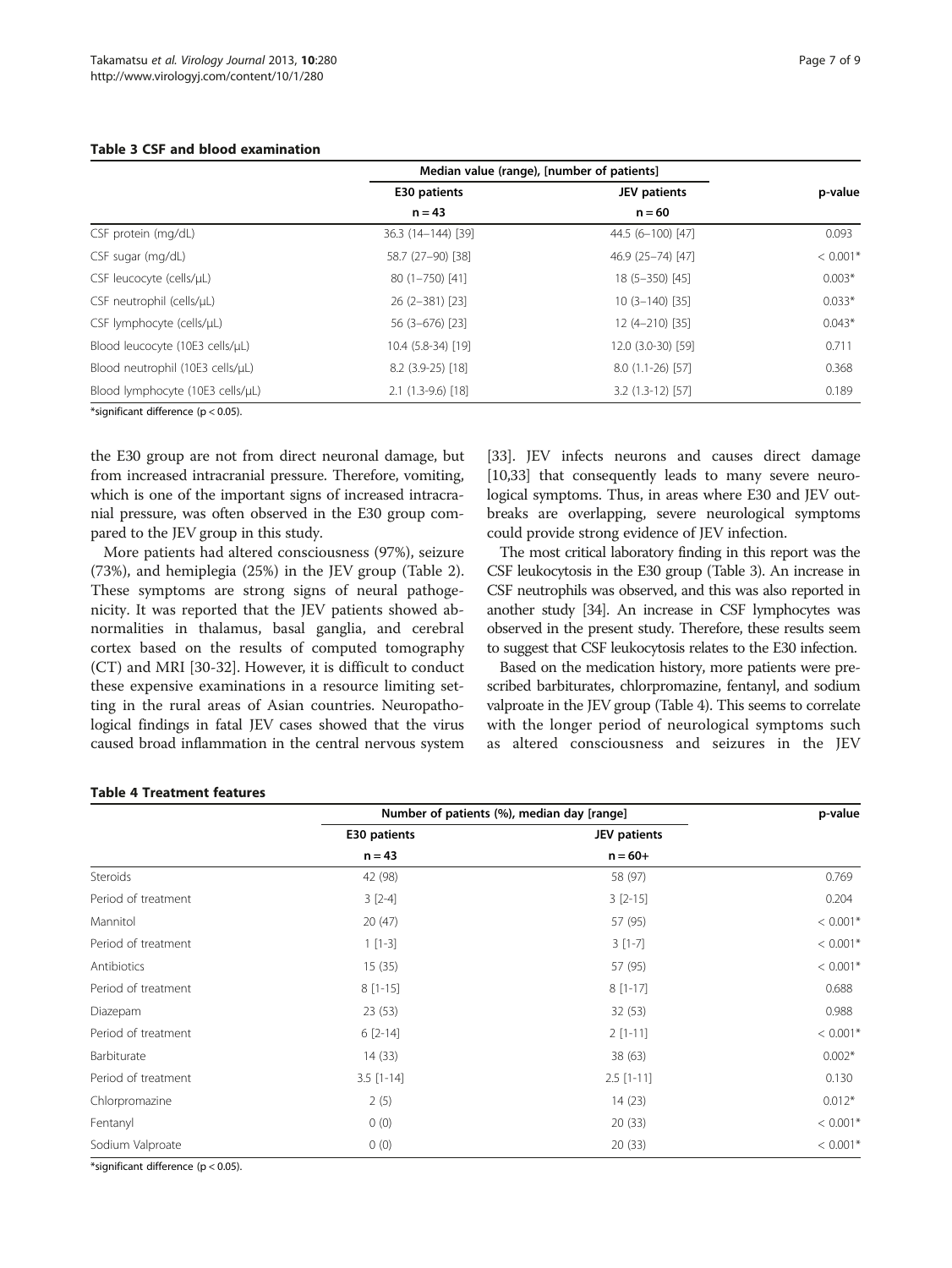**Table 3 CSF and blood examination**

| | Median value (range), [number of patients] | | p-value |
|---|---|---|---|
| | E30 patients | JEV patients | |
| | n = 43 | n = 60 | |
| CSF protein (mg/dL) | 36.3 (14–144) [39] | 44.5 (6–100) [47] | 0.093 |
| CSF sugar (mg/dL) | 58.7 (27–90) [38] | 46.9 (25–74) [47] | < 0.001* |
| CSF leucocyte (cells/μL) | 80 (1–750) [41] | 18 (5–350) [45] | 0.003* |
| CSF neutrophil (cells/μL) | 26 (2–381) [23] | 10 (3–140) [35] | 0.033* |
| CSF lymphocyte (cells/μL) | 56 (3–676) [23] | 12 (4–210) [35] | 0.043* |
| Blood leucocyte (10E3 cells/μL) | 10.4 (5.8-34) [19] | 12.0 (3.0-30) [59] | 0.711 |
| Blood neutrophil (10E3 cells/μL) | 8.2 (3.9-25) [18] | 8.0 (1.1-26) [57] | 0.368 |
| Blood lymphocyte (10E3 cells/μL) | 2.1 (1.3-9.6) [18] | 3.2 (1.3-12) [57] | 0.189 |

*significant difference ($p < 0.05$).

the E30 group are not from direct neuronal damage, but from increased intracranial pressure. Therefore, vomiting, which is one of the important signs of increased intracranial pressure, was often observed in the E30 group compared to the JEV group in this study.

More patients had altered consciousness (97%), seizure (73%), and hemiplegia (25%) in the JEV group (Table 2). These symptoms are strong signs of neural pathogenicity. It was reported that the JEV patients showed abnormalities in thalamus, basal ganglia, and cerebral cortex based on the results of computed tomography (CT) and MRI [30-32]. However, it is difficult to conduct these expensive examinations in a resource limiting setting in the rural areas of Asian countries. Neuropathological findings in fatal JEV cases showed that the virus caused broad inflammation in the central nervous system [33]. JEV infects neurons and causes direct damage [10,33] that consequently leads to many severe neurological symptoms. Thus, in areas where E30 and JEV outbreaks are overlapping, severe neurological symptoms could provide strong evidence of JEV infection.

The most critical laboratory finding in this report was the CSF leukocytosis in the E30 group (Table 3). An increase in CSF neutrophils was observed, and this was also reported in another study [34]. An increase in CSF lymphocytes was observed in the present study. Therefore, these results seem to suggest that CSF leukocytosis relates to the E30 infection.

Based on the medication history, more patients were prescribed barbiturates, chlorpromazine, fentanyl, and sodium valproate in the JEV group (Table 4). This seems to correlate with the longer period of neurological symptoms such as altered consciousness and seizures in the JEV

**Table 4 Treatment features**

| | Number of patients (%), median day [range] | | p-value |
|---|---|---|---|
| | E30 patients | JEV patients | |
| | n = 43 | n = 60+ | |
| Steroids | 42 (98) | 58 (97) | 0.769 |
| Period of treatment | 3 [2-4] | 3 [2-15] | 0.204 |
| Mannitol | 20 (47) | 57 (95) | < 0.001* |
| Period of treatment | 1 [1-3] | 3 [1-7] | < 0.001* |
| Antibiotics | 15 (35) | 57 (95) | < 0.001* |
| Period of treatment | 8 [1-15] | 8 [1-17] | 0.688 |
| Diazepam | 23 (53) | 32 (53) | 0.988 |
| Period of treatment | 6 [2-14] | 2 [1-11] | < 0.001* |
| Barbiturate | 14 (33) | 38 (63) | 0.002* |
| Period of treatment | 3.5 [1-14] | 2.5 [1-11] | 0.130 |
| Chlorpromazine | 2 (5) | 14 (23) | 0.012* |
| Fentanyl | 0 (0) | 20 (33) | < 0.001* |
| Sodium Valproate | 0 (0) | 20 (33) | < 0.001* |

*significant difference ($p < 0.05$).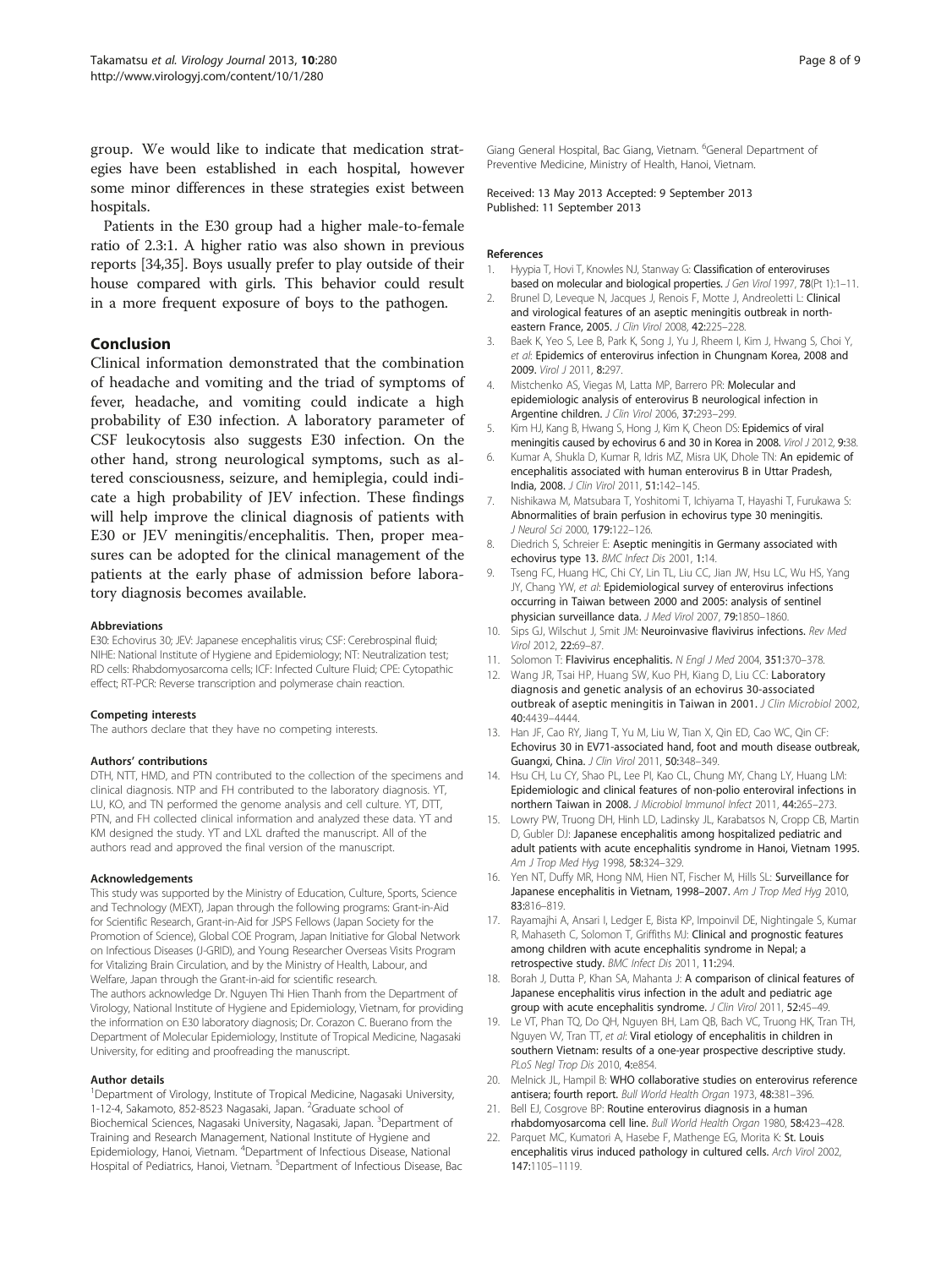group. We would like to indicate that medication strategies have been established in each hospital, however some minor differences in these strategies exist between hospitals.

Patients in the E30 group had a higher male-to-female ratio of 2.3:1. A higher ratio was also shown in previous reports [34,35]. Boys usually prefer to play outside of their house compared with girls. This behavior could result in a more frequent exposure of boys to the pathogen.

## Conclusion

Clinical information demonstrated that the combination of headache and vomiting and the triad of symptoms of fever, headache, and vomiting could indicate a high probability of E30 infection. A laboratory parameter of CSF leukocytosis also suggests E30 infection. On the other hand, strong neurological symptoms, such as altered consciousness, seizure, and hemiplegia, could indicate a high probability of JEV infection. These findings will help improve the clinical diagnosis of patients with E30 or JEV meningitis/encephalitis. Then, proper measures can be adopted for the clinical management of the patients at the early phase of admission before laboratory diagnosis becomes available.

#### Abbreviations

E30: Echovirus 30; JEV: Japanese encephalitis virus; CSF: Cerebrospinal fluid; NIHE: National Institute of Hygiene and Epidemiology; NT: Neutralization test; RD cells: Rhabdomyosarcoma cells; ICF: Infected Culture Fluid; CPE: Cytopathic effect; RT-PCR: Reverse transcription and polymerase chain reaction.

#### Competing interests

The authors declare that they have no competing interests.

#### Authors' contributions

DTH, NTT, HMD, and PTN contributed to the collection of the specimens and clinical diagnosis. NTP and FH contributed to the laboratory diagnosis. YT, LU, KO, and TN performed the genome analysis and cell culture. YT, DTT, PTN, and FH collected clinical information and analyzed these data. YT and KM designed the study. YT and LXL drafted the manuscript. All of the authors read and approved the final version of the manuscript.

#### Acknowledgements

This study was supported by the Ministry of Education, Culture, Sports, Science and Technology (MEXT), Japan through the following programs: Grant-in-Aid for Scientific Research, Grant-in-Aid for JSPS Fellows (Japan Society for the Promotion of Science), Global COE Program, Japan Initiative for Global Network on Infectious Diseases (J-GRID), and Young Researcher Overseas Visits Program for Vitalizing Brain Circulation, and by the Ministry of Health, Labour, and Welfare, Japan through the Grant-in-aid for scientific research.
The authors acknowledge Dr. Nguyen Thi Hien Thanh from the Department of Virology, National Institute of Hygiene and Epidemiology, Vietnam, for providing the information on E30 laboratory diagnosis; Dr. Corazon C. Buerano from the Department of Molecular Epidemiology, Institute of Tropical Medicine, Nagasaki University, for editing and proofreading the manuscript.

#### Author details

[1]Department of Virology, Institute of Tropical Medicine, Nagasaki University, 1-12-4, Sakamoto, 852-8523 Nagasaki, Japan. [2]Graduate school of Biochemical Sciences, Nagasaki University, Nagasaki, Japan. [3]Department of Training and Research Management, National Institute of Hygiene and Epidemiology, Hanoi, Vietnam. [4]Department of Infectious Disease, National Hospital of Pediatrics, Hanoi, Vietnam. [5]Department of Infectious Disease, Bac Giang General Hospital, Bac Giang, Vietnam. [6]General Department of Preventive Medicine, Ministry of Health, Hanoi, Vietnam.

Received: 13 May 2013 Accepted: 9 September 2013
Published: 11 September 2013

#### References

1. Hyypia T, Hovi T, Knowles NJ, Stanway G: **Classification of enteroviruses based on molecular and biological properties.** *J Gen Virol* 1997, **78**(Pt 1):1–11.
2. Brunel D, Leveque N, Jacques J, Renois F, Motte J, Andreoletti L: **Clinical and virological features of an aseptic meningitis outbreak in north-eastern France, 2005.** *J Clin Virol* 2008, **42**:225–228.
3. Baek K, Yeo S, Lee B, Park K, Song J, Yu J, Rheem I, Kim J, Hwang S, Choi Y, *et al*: **Epidemics of enterovirus infection in Chungnam Korea, 2008 and 2009.** *Virol J* 2011, **8**:297.
4. Mistchenko AS, Viegas M, Latta MP, Barrero PR: **Molecular and epidemiologic analysis of enterovirus B neurological infection in Argentine children.** *J Clin Virol* 2006, **37**:293–299.
5. Kim HJ, Kang B, Hwang S, Hong J, Kim K, Cheon DS: **Epidemics of viral meningitis caused by echovirus 6 and 30 in Korea in 2008.** *Virol J* 2012, **9**:38.
6. Kumar A, Shukla D, Kumar R, Idris MZ, Misra UK, Dhole TN: **An epidemic of encephalitis associated with human enterovirus B in Uttar Pradesh, India, 2008.** *J Clin Virol* 2011, **51**:142–145.
7. Nishikawa M, Matsubara T, Yoshitomi T, Ichiyama T, Hayashi T, Furukawa S: **Abnormalities of brain perfusion in echovirus type 30 meningitis.** *J Neurol Sci* 2000, **179**:122–126.
8. Diedrich S, Schreier E: **Aseptic meningitis in Germany associated with echovirus type 13.** *BMC Infect Dis* 2001, **1**:14.
9. Tseng FC, Huang HC, Chi CY, Lin TL, Liu CC, Jian JW, Hsu LC, Wu HS, Yang JY, Chang YW, *et al*: **Epidemiological survey of enterovirus infections occurring in Taiwan between 2000 and 2005: analysis of sentinel physician surveillance data.** *J Med Virol* 2007, **79**:1850–1860.
10. Sips GJ, Wilschut J, Smit JM: **Neuroinvasive flavivirus infections.** *Rev Med Virol* 2012, **22**:69–87.
11. Solomon T: **Flavivirus encephalitis.** *N Engl J Med* 2004, **351**:370–378.
12. Wang JR, Tsai HP, Huang SW, Kuo PH, Kiang D, Liu CC: **Laboratory diagnosis and genetic analysis of an echovirus 30-associated outbreak of aseptic meningitis in Taiwan in 2001.** *J Clin Microbiol* 2002, **40**:4439–4444.
13. Han JF, Cao RY, Jiang T, Yu M, Liu W, Tian X, Qin ED, Cao WC, Qin CF: **Echovirus 30 in EV71-associated hand, foot and mouth disease outbreak, Guangxi, China.** *J Clin Virol* 2011, **50**:348–349.
14. Hsu CH, Lu CY, Shao PL, Lee PI, Kao CL, Chung MY, Chang LY, Huang LM: **Epidemiologic and clinical features of non-polio enteroviral infections in northern Taiwan in 2008.** *J Microbiol Immunol Infect* 2011, **44**:265–273.
15. Lowry PW, Truong DH, Hinh LD, Ladinsky JL, Karabatsos N, Cropp CB, Martin D, Gubler DJ: **Japanese encephalitis among hospitalized pediatric and adult patients with acute encephalitis syndrome in Hanoi, Vietnam 1995.** *Am J Trop Med Hyg* 1998, **58**:324–329.
16. Yen NT, Duffy MR, Hong NM, Hien NT, Fischer M, Hills SL: **Surveillance for Japanese encephalitis in Vietnam, 1998–2007.** *Am J Trop Med Hyg* 2010, **83**:816–819.
17. Rayamajhi A, Ansari I, Ledger E, Bista KP, Impoinvil DE, Nightingale S, Kumar R, Mahaseth C, Solomon T, Griffiths MJ: **Clinical and prognostic features among children with acute encephalitis syndrome in Nepal; a retrospective study.** *BMC Infect Dis* 2011, **11**:294.
18. Borah J, Dutta P, Khan SA, Mahanta J: **A comparison of clinical features of Japanese encephalitis virus infection in the adult and pediatric age group with acute encephalitis syndrome.** *J Clin Virol* 2011, **52**:45–49.
19. Le VT, Phan TQ, Do QH, Nguyen BH, Lam QB, Bach VC, Truong HK, Tran TH, Nguyen VV, Tran TT, *et al*: **Viral etiology of encephalitis in children in southern Vietnam: results of a one-year prospective descriptive study.** *PLoS Negl Trop Dis* 2010, **4**:e854.
20. Melnick JL, Hampil B: **WHO collaborative studies on enterovirus reference antisera; fourth report.** *Bull World Health Organ* 1973, **48**:381–396.
21. Bell EJ, Cosgrove BP: **Routine enterovirus diagnosis in a human rhabdomyosarcoma cell line.** *Bull World Health Organ* 1980, **58**:423–428.
22. Parquet MC, Kumatori A, Hasebe F, Mathenge EG, Morita K: **St. Louis encephalitis virus induced pathology in cultured cells.** *Arch Virol* 2002, **147**:1105–1119.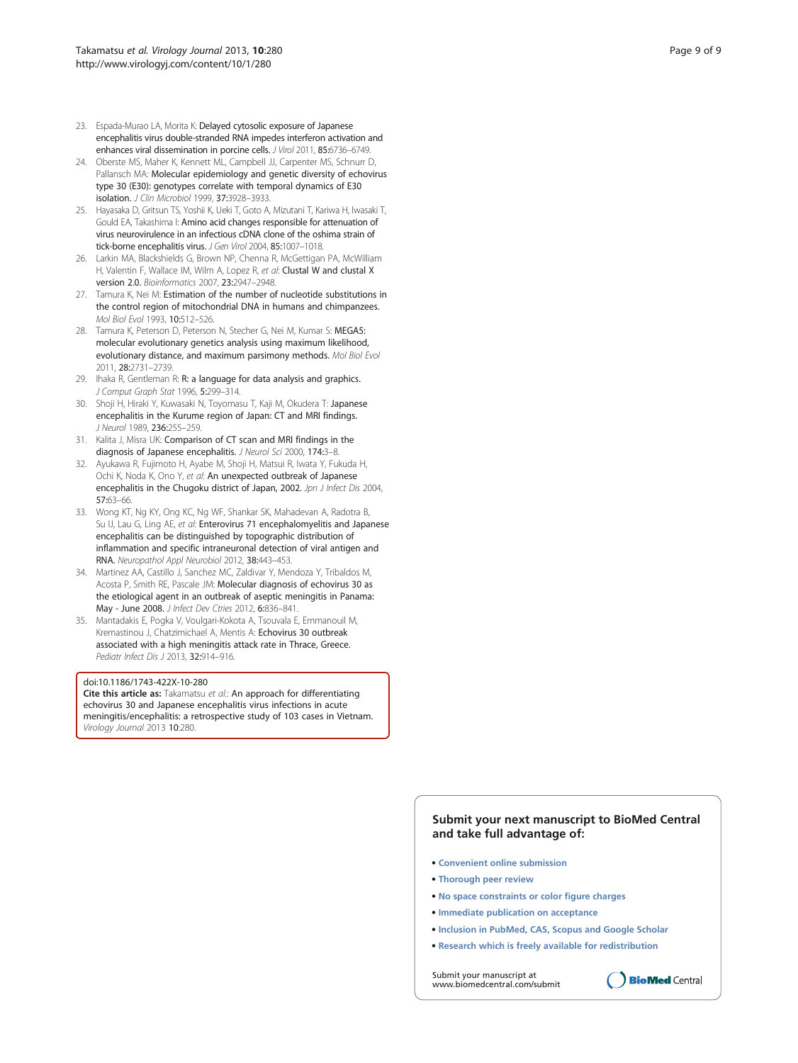23. Espada-Murao LA, Morita K: **Delayed cytosolic exposure of Japanese encephalitis virus double-stranded RNA impedes interferon activation and enhances viral dissemination in porcine cells.** *J Virol* 2011, **85:**6736–6749.
24. Oberste MS, Maher K, Kennett ML, Campbell JJ, Carpenter MS, Schnurr D, Pallansch MA: **Molecular epidemiology and genetic diversity of echovirus type 30 (E30): genotypes correlate with temporal dynamics of E30 isolation.** *J Clin Microbiol* 1999, **37:**3928–3933.
25. Hayasaka D, Gritsun TS, Yoshii K, Ueki T, Goto A, Mizutani T, Kariwa H, Iwasaki T, Gould EA, Takashima I: **Amino acid changes responsible for attenuation of virus neurovirulence in an infectious cDNA clone of the oshima strain of tick-borne encephalitis virus.** *J Gen Virol* 2004, **85:**1007–1018.
26. Larkin MA, Blackshields G, Brown NP, Chenna R, McGettigan PA, McWilliam H, Valentin F, Wallace IM, Wilm A, Lopez R, *et al*: **Clustal W and clustal X version 2.0.** *Bioinformatics* 2007, **23:**2947–2948.
27. Tamura K, Nei M: **Estimation of the number of nucleotide substitutions in the control region of mitochondrial DNA in humans and chimpanzees.** *Mol Biol Evol* 1993, **10:**512–526.
28. Tamura K, Peterson D, Peterson N, Stecher G, Nei M, Kumar S: **MEGA5: molecular evolutionary genetics analysis using maximum likelihood, evolutionary distance, and maximum parsimony methods.** *Mol Biol Evol* 2011, **28:**2731–2739.
29. Ihaka R, Gentleman R: **R: a language for data analysis and graphics.** *J Comput Graph Stat* 1996, **5:**299–314.
30. Shoji H, Hiraki Y, Kuwasaki N, Toyomasu T, Kaji M, Okudera T: **Japanese encephalitis in the Kurume region of Japan: CT and MRI findings.** *J Neurol* 1989, **236:**255–259.
31. Kalita J, Misra UK: **Comparison of CT scan and MRI findings in the diagnosis of Japanese encephalitis.** *J Neurol Sci* 2000, **174:**3–8.
32. Ayukawa R, Fujimoto H, Ayabe M, Shoji H, Matsui R, Iwata Y, Fukuda H, Ochi K, Noda K, Ono Y, *et al*: **An unexpected outbreak of Japanese encephalitis in the Chugoku district of Japan, 2002.** *Jpn J Infect Dis* 2004, **57:**63–66.
33. Wong KT, Ng KY, Ong KC, Ng WF, Shankar SK, Mahadevan A, Radotra B, Su IJ, Lau G, Ling AE, *et al*: **Enterovirus 71 encephalomyelitis and Japanese encephalitis can be distinguished by topographic distribution of inflammation and specific intraneuronal detection of viral antigen and RNA.** *Neuropathol Appl Neurobiol* 2012, **38:**443–453.
34. Martinez AA, Castillo J, Sanchez MC, Zaldivar Y, Mendoza Y, Tribaldos M, Acosta P, Smith RE, Pascale JM: **Molecular diagnosis of echovirus 30 as the etiological agent in an outbreak of aseptic meningitis in Panama: May - June 2008.** *J Infect Dev Ctries* 2012, **6:**836–841.
35. Mantadakis E, Pogka V, Voulgari-Kokota A, Tsouvala E, Emmanouil M, Kremastinou J, Chatzimichael A, Mentis A: **Echovirus 30 outbreak associated with a high meningitis attack rate in Thrace, Greece.** *Pediatr Infect Dis J* 2013, **32:**914–916.

doi:10.1186/1743-422X-10-280

**Cite this article as:** Takamatsu *et al.*: An approach for differentiating echovirus 30 and Japanese encephalitis virus infections in acute meningitis/encephalitis: a retrospective study of 103 cases in Vietnam. *Virology Journal* 2013 **10**:280.

**Submit your next manuscript to BioMed Central and take full advantage of:**

- **Convenient online submission**
- **Thorough peer review**
- **No space constraints or color figure charges**
- **Immediate publication on acceptance**
- **Inclusion in PubMed, CAS, Scopus and Google Scholar**
- **Research which is freely available for redistribution**

Submit your manuscript at
www.biomedcentral.com/submit

BioMed Central